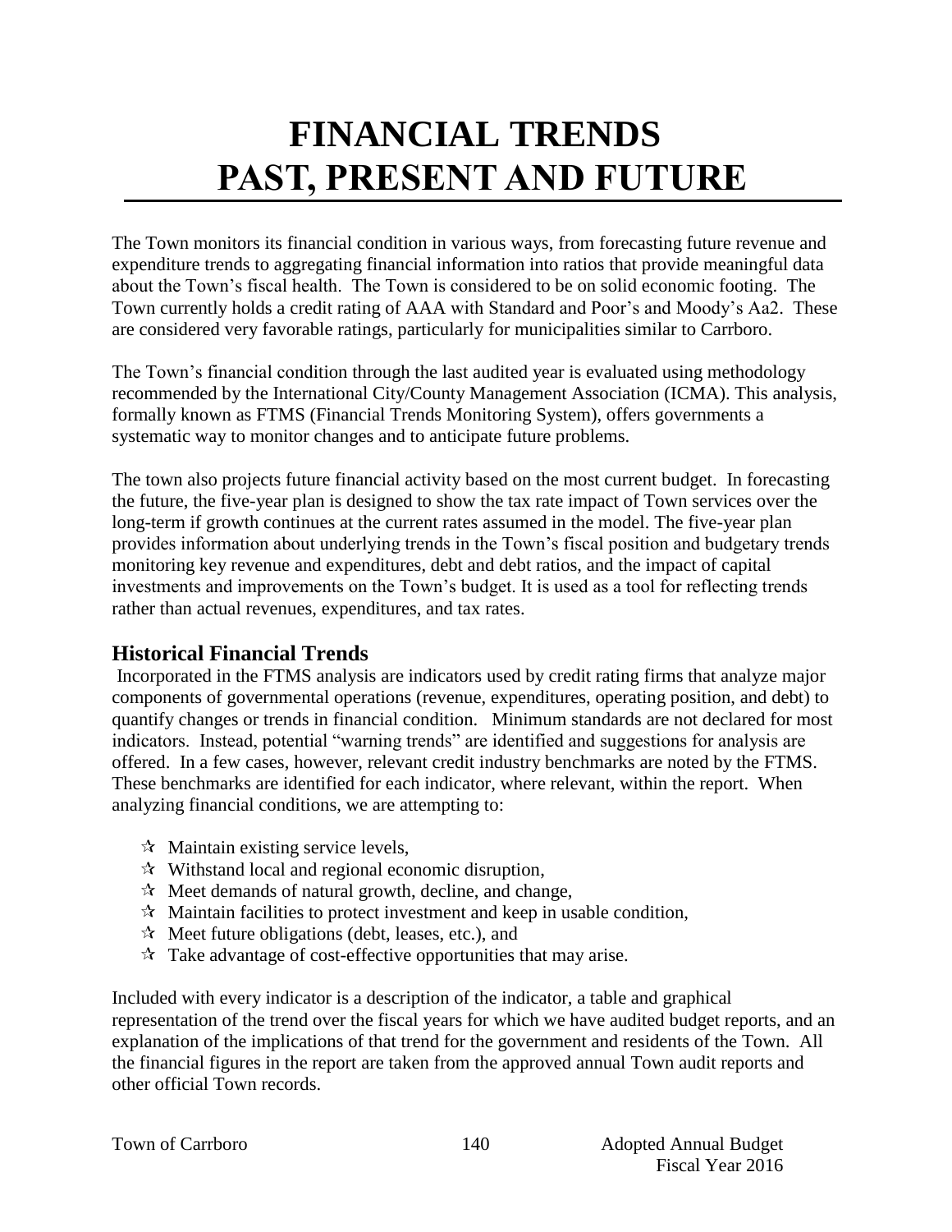# FINANCIAL TRENDS
# PAST, PRESENT AND FUTURE

The Town monitors its financial condition in various ways, from forecasting future revenue and expenditure trends to aggregating financial information into ratios that provide meaningful data about the Town's fiscal health. The Town is considered to be on solid economic footing. The Town currently holds a credit rating of AAA with Standard and Poor's and Moody's Aa2. These are considered very favorable ratings, particularly for municipalities similar to Carrboro.

The Town's financial condition through the last audited year is evaluated using methodology recommended by the International City/County Management Association (ICMA). This analysis, formally known as FTMS (Financial Trends Monitoring System), offers governments a systematic way to monitor changes and to anticipate future problems.

The town also projects future financial activity based on the most current budget. In forecasting the future, the five-year plan is designed to show the tax rate impact of Town services over the long-term if growth continues at the current rates assumed in the model. The five-year plan provides information about underlying trends in the Town's fiscal position and budgetary trends monitoring key revenue and expenditures, debt and debt ratios, and the impact of capital investments and improvements on the Town's budget. It is used as a tool for reflecting trends rather than actual revenues, expenditures, and tax rates.

## Historical Financial Trends

Incorporated in the FTMS analysis are indicators used by credit rating firms that analyze major components of governmental operations (revenue, expenditures, operating position, and debt) to quantify changes or trends in financial condition. Minimum standards are not declared for most indicators. Instead, potential "warning trends" are identified and suggestions for analysis are offered. In a few cases, however, relevant credit industry benchmarks are noted by the FTMS. These benchmarks are identified for each indicator, where relevant, within the report. When analyzing financial conditions, we are attempting to:

- Maintain existing service levels,
- Withstand local and regional economic disruption,
- Meet demands of natural growth, decline, and change,
- Maintain facilities to protect investment and keep in usable condition,
- Meet future obligations (debt, leases, etc.), and
- Take advantage of cost-effective opportunities that may arise.

Included with every indicator is a description of the indicator, a table and graphical representation of the trend over the fiscal years for which we have audited budget reports, and an explanation of the implications of that trend for the government and residents of the Town. All the financial figures in the report are taken from the approved annual Town audit reports and other official Town records.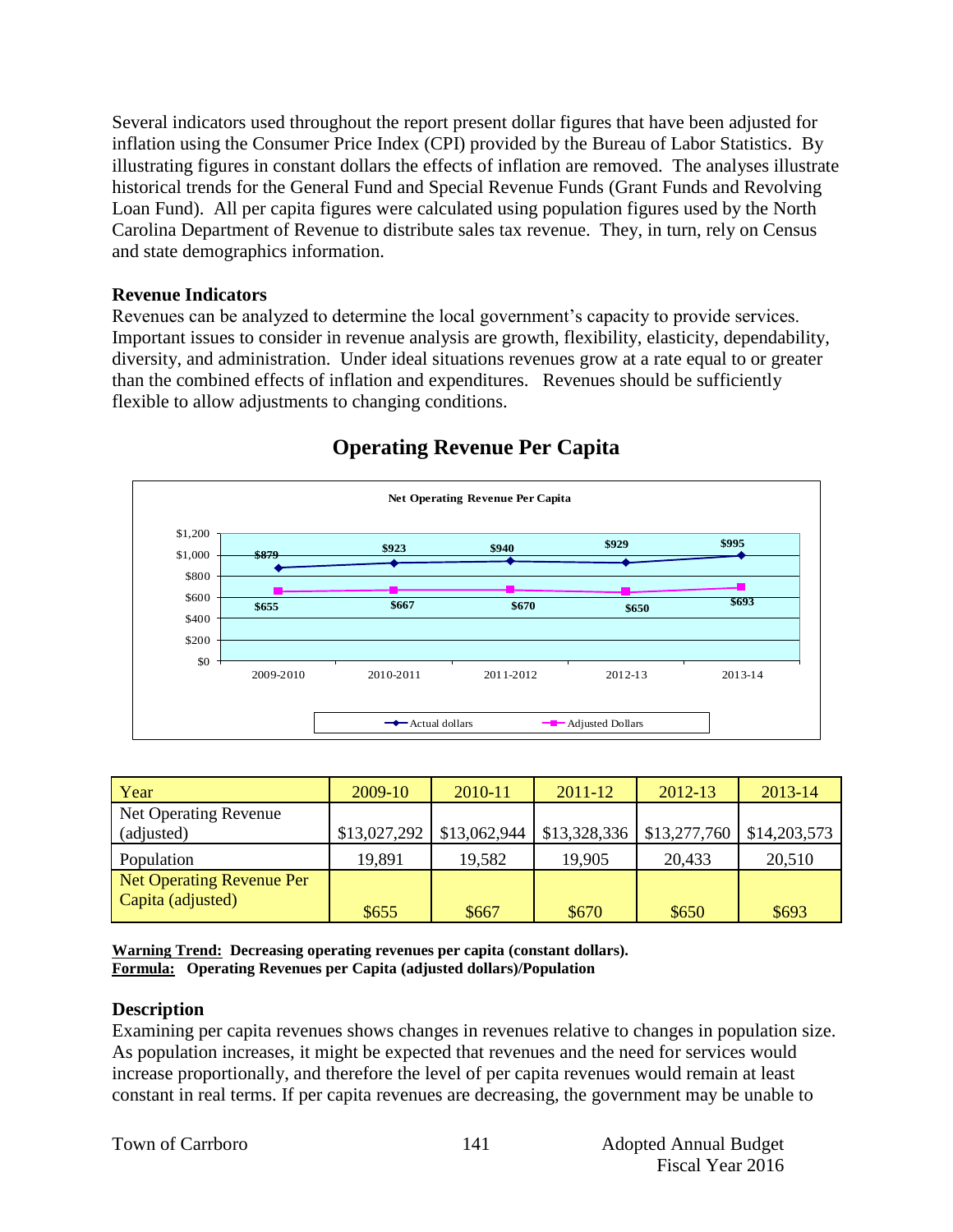Several indicators used throughout the report present dollar figures that have been adjusted for inflation using the Consumer Price Index (CPI) provided by the Bureau of Labor Statistics. By illustrating figures in constant dollars the effects of inflation are removed. The analyses illustrate historical trends for the General Fund and Special Revenue Funds (Grant Funds and Revolving Loan Fund). All per capita figures were calculated using population figures used by the North Carolina Department of Revenue to distribute sales tax revenue. They, in turn, rely on Census and state demographics information.

### Revenue Indicators

Revenues can be analyzed to determine the local government's capacity to provide services. Important issues to consider in revenue analysis are growth, flexibility, elasticity, dependability, diversity, and administration. Under ideal situations revenues grow at a rate equal to or greater than the combined effects of inflation and expenditures. Revenues should be sufficiently flexible to allow adjustments to changing conditions.

## Operating Revenue Per Capita

| Year | 2009-10 | 2010-11 | 2011-12 | 2012-13 | 2013-14 |
|---|---|---|---|---|---|
| Net Operating Revenue (adjusted) | $13,027,292 | $13,062,944 | $13,328,336 | $13,277,760 | $14,203,573 |
| Population | 19,891 | 19,582 | 19,905 | 20,433 | 20,510 |
| Net Operating Revenue Per Capita (adjusted) | $655 | $667 | $670 | $650 | $693 |

**Warning Trend: Decreasing operating revenues per capita (constant dollars).**
**Formula: Operating Revenues per Capita (adjusted dollars)/Population**

### Description

Examining per capita revenues shows changes in revenues relative to changes in population size. As population increases, it might be expected that revenues and the need for services would increase proportionally, and therefore the level of per capita revenues would remain at least constant in real terms. If per capita revenues are decreasing, the government may be unable to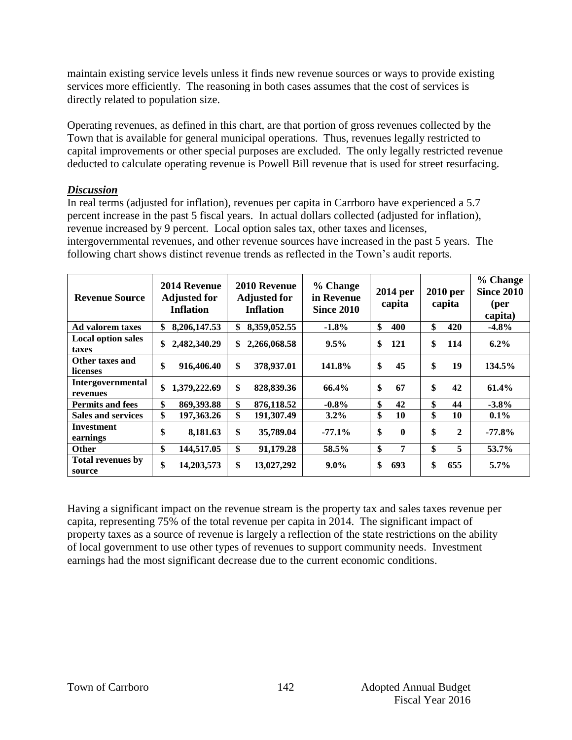maintain existing service levels unless it finds new revenue sources or ways to provide existing services more efficiently. The reasoning in both cases assumes that the cost of services is directly related to population size.

Operating revenues, as defined in this chart, are that portion of gross revenues collected by the Town that is available for general municipal operations. Thus, revenues legally restricted to capital improvements or other special purposes are excluded. The only legally restricted revenue deducted to calculate operating revenue is Powell Bill revenue that is used for street resurfacing.

***Discussion***

In real terms (adjusted for inflation), revenues per capita in Carrboro have experienced a 5.7 percent increase in the past 5 fiscal years. In actual dollars collected (adjusted for inflation), revenue increased by 9 percent. Local option sales tax, other taxes and licenses, intergovernmental revenues, and other revenue sources have increased in the past 5 years. The following chart shows distinct revenue trends as reflected in the Town's audit reports.

| Revenue Source | 2014 Revenue Adjusted for Inflation | 2010 Revenue Adjusted for Inflation | % Change in Revenue Since 2010 | 2014 per capita | 2010 per capita | % Change Since 2010 (per capita) |
|---|---|---|---|---|---|---|
| **Ad valorem taxes** | **$ 8,206,147.53** | **$ 8,359,052.55** | **-1.8%** | **$ 400** | **$ 420** | **-4.8%** |
| **Local option sales taxes** | **$ 2,482,340.29** | **$ 2,266,068.58** | **9.5%** | **$ 121** | **$ 114** | **6.2%** |
| **Other taxes and licenses** | **$ 916,406.40** | **$ 378,937.01** | **141.8%** | **$ 45** | **$ 19** | **134.5%** |
| **Intergovernmental revenues** | **$ 1,379,222.69** | **$ 828,839.36** | **66.4%** | **$ 67** | **$ 42** | **61.4%** |
| **Permits and fees** | **$ 869,393.88** | **$ 876,118.52** | **-0.8%** | **$ 42** | **$ 44** | **-3.8%** |
| **Sales and services** | **$ 197,363.26** | **$ 191,307.49** | **3.2%** | **$ 10** | **$ 10** | **0.1%** |
| **Investment earnings** | **$ 8,181.63** | **$ 35,789.04** | **-77.1%** | **$ 0** | **$ 2** | **-77.8%** |
| **Other** | **$ 144,517.05** | **$ 91,179.28** | **58.5%** | **$ 7** | **$ 5** | **53.7%** |
| **Total revenues by source** | **$ 14,203,573** | **$ 13,027,292** | **9.0%** | **$ 693** | **$ 655** | **5.7%** |

Having a significant impact on the revenue stream is the property tax and sales taxes revenue per capita, representing 75% of the total revenue per capita in 2014. The significant impact of property taxes as a source of revenue is largely a reflection of the state restrictions on the ability of local government to use other types of revenues to support community needs. Investment earnings had the most significant decrease due to the current economic conditions.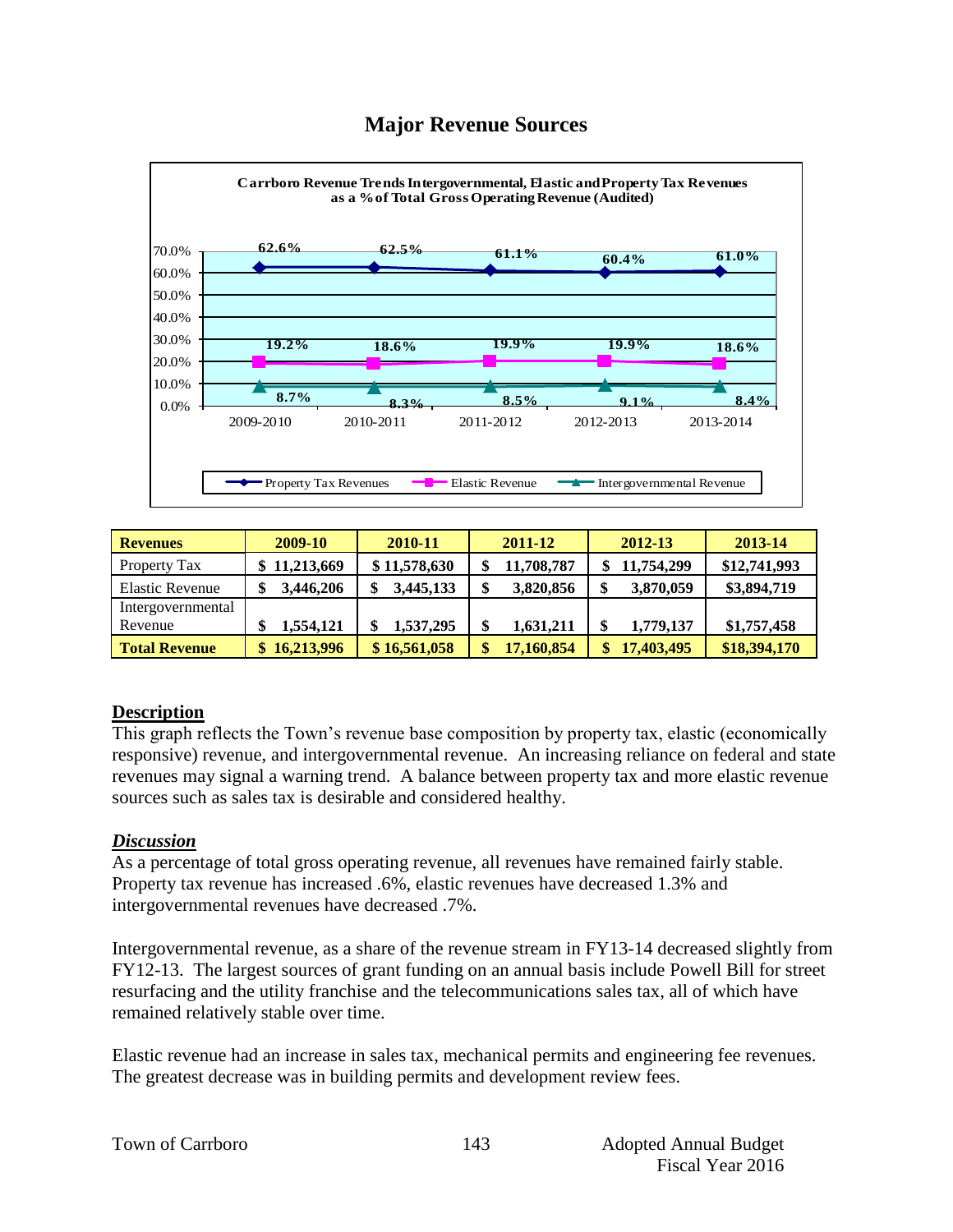# Major Revenue Sources

**Carrboro Revenue Trends Intergovernmental, Elastic and Property Tax Revenues as a % of Total Gross Operating Revenue (Audited)**

| | 2009-2010 | 2010-2011 | 2011-2012 | 2012-2013 | 2013-2014 |
|---|---|---|---|---|---|
| Property Tax Revenues | 62.6% | 62.5% | 61.1% | 60.4% | 61.0% |
| Elastic Revenue | 19.2% | 18.6% | 19.9% | 19.9% | 18.6% |
| Intergovernmental Revenue | 8.7% | 8.3% | 8.5% | 9.1% | 8.4% |

| Revenues | 2009-10 | 2010-11 | 2011-12 | 2012-13 | 2013-14 |
|---|---|---|---|---|---|
| Property Tax | $ 11,213,669 | $ 11,578,630 | $ 11,708,787 | $ 11,754,299 | $12,741,993 |
| Elastic Revenue | $ 3,446,206 | $ 3,445,133 | $ 3,820,856 | $ 3,870,059 | $3,894,719 |
| Intergovernmental Revenue | $ 1,554,121 | $ 1,537,295 | $ 1,631,211 | $ 1,779,137 | $1,757,458 |
| **Total Revenue** | **$ 16,213,996** | **$ 16,561,058** | **$ 17,160,854** | **$ 17,403,495** | **$18,394,170** |

**Description**

This graph reflects the Town's revenue base composition by property tax, elastic (economically responsive) revenue, and intergovernmental revenue. An increasing reliance on federal and state revenues may signal a warning trend. A balance between property tax and more elastic revenue sources such as sales tax is desirable and considered healthy.

***Discussion***

As a percentage of total gross operating revenue, all revenues have remained fairly stable. Property tax revenue has increased .6%, elastic revenues have decreased 1.3% and intergovernmental revenues have decreased .7%.

Intergovernmental revenue, as a share of the revenue stream in FY13-14 decreased slightly from FY12-13. The largest sources of grant funding on an annual basis include Powell Bill for street resurfacing and the utility franchise and the telecommunications sales tax, all of which have remained relatively stable over time.

Elastic revenue had an increase in sales tax, mechanical permits and engineering fee revenues. The greatest decrease was in building permits and development review fees.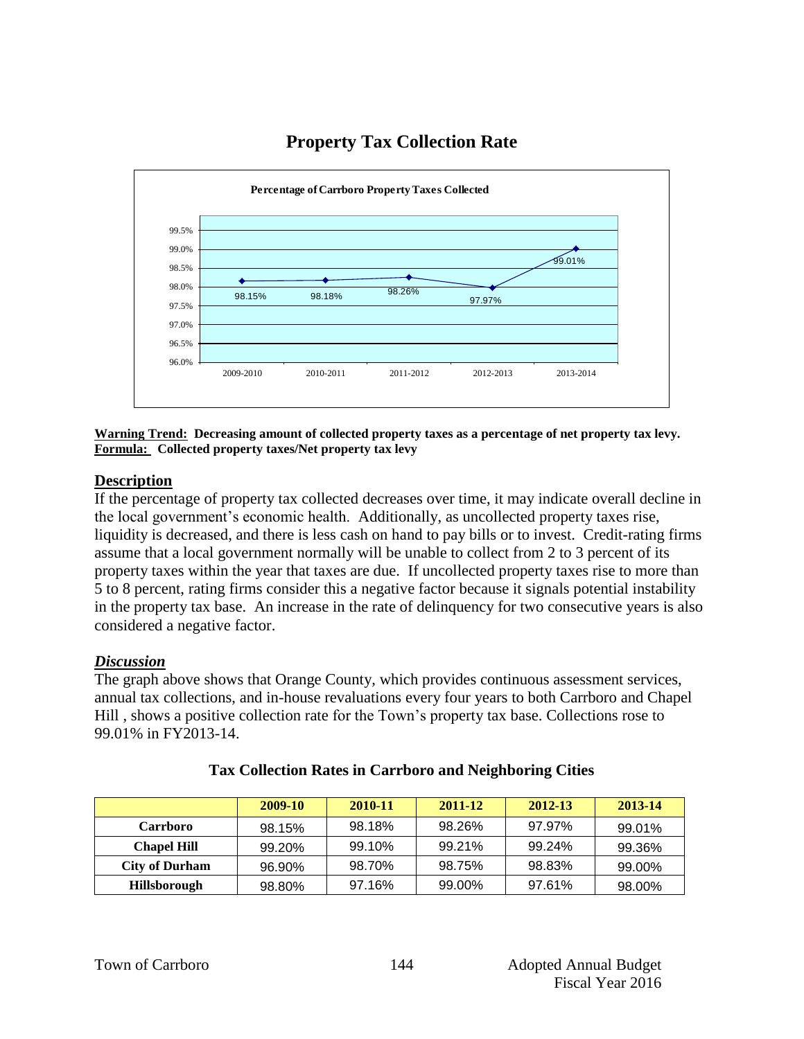# Property Tax Collection Rate

**Percentage of Carrboro Property Taxes Collected**

| 2009-2010 | 2010-2011 | 2011-2012 | 2012-2013 | 2013-2014 |
|---|---|---|---|---|
| 98.15% | 98.18% | 98.26% | 97.97% | 99.01% |

**Warning Trend:** **Decreasing amount of collected property taxes as a percentage of net property tax levy.**
**Formula:** **Collected property taxes/Net property tax levy**

## Description

If the percentage of property tax collected decreases over time, it may indicate overall decline in the local government's economic health. Additionally, as uncollected property taxes rise, liquidity is decreased, and there is less cash on hand to pay bills or to invest. Credit-rating firms assume that a local government normally will be unable to collect from 2 to 3 percent of its property taxes within the year that taxes are due. If uncollected property taxes rise to more than 5 to 8 percent, rating firms consider this a negative factor because it signals potential instability in the property tax base. An increase in the rate of delinquency for two consecutive years is also considered a negative factor.

## *Discussion*

The graph above shows that Orange County, which provides continuous assessment services, annual tax collections, and in-house revaluations every four years to both Carrboro and Chapel Hill , shows a positive collection rate for the Town's property tax base. Collections rose to 99.01% in FY2013-14.

### Tax Collection Rates in Carrboro and Neighboring Cities

| | 2009-10 | 2010-11 | 2011-12 | 2012-13 | 2013-14 |
|---|---|---|---|---|---|
| **Carrboro** | 98.15% | 98.18% | 98.26% | 97.97% | 99.01% |
| **Chapel Hill** | 99.20% | 99.10% | 99.21% | 99.24% | 99.36% |
| **City of Durham** | 96.90% | 98.70% | 98.75% | 98.83% | 99.00% |
| **Hillsborough** | 98.80% | 97.16% | 99.00% | 97.61% | 98.00% |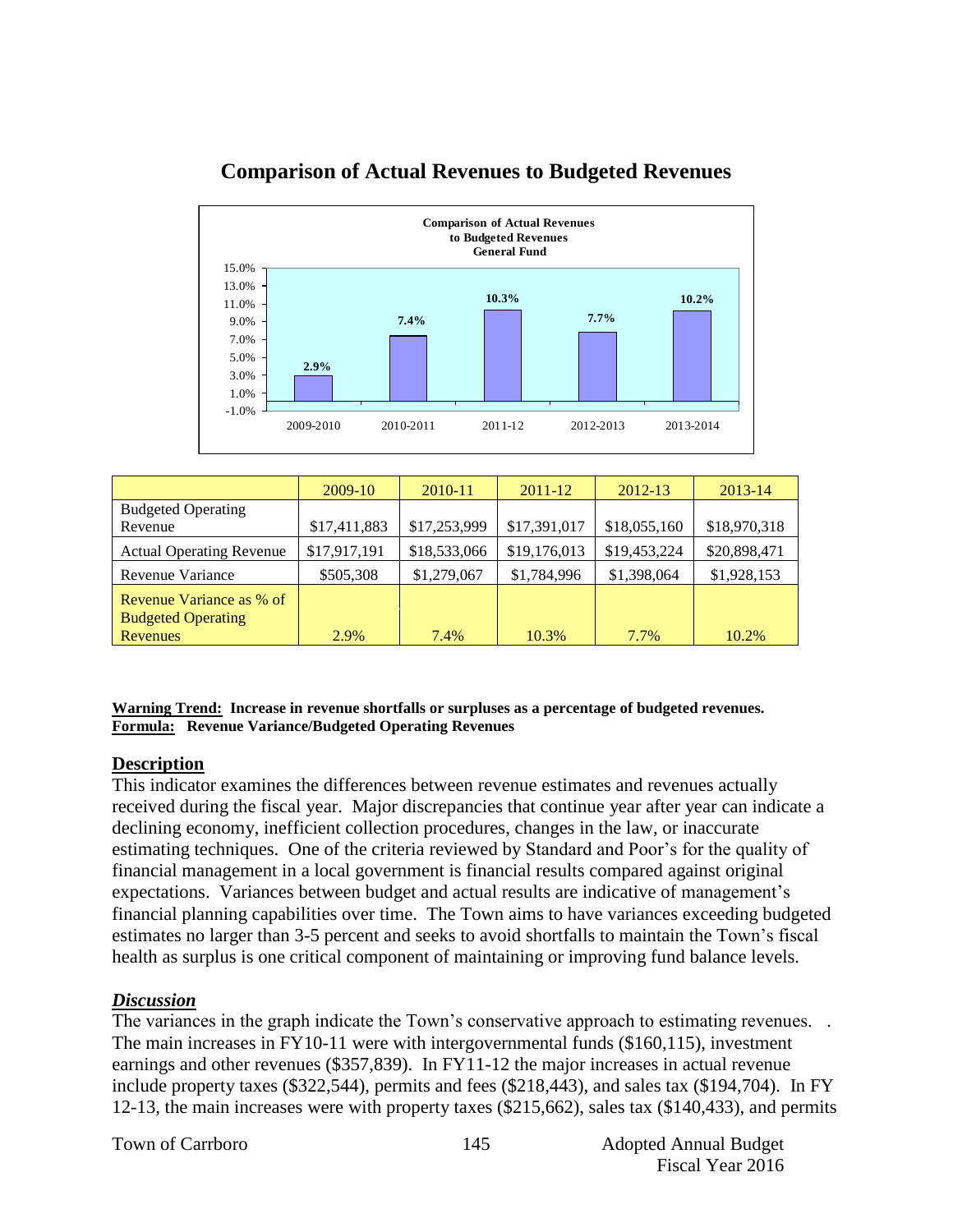## Comparison of Actual Revenues to Budgeted Revenues

| | 2009-10 | 2010-11 | 2011-12 | 2012-13 | 2013-14 |
|---|---|---|---|---|---|
| Budgeted Operating Revenue | $17,411,883 | $17,253,999 | $17,391,017 | $18,055,160 | $18,970,318 |
| Actual Operating Revenue | $17,917,191 | $18,533,066 | $19,176,013 | $19,453,224 | $20,898,471 |
| Revenue Variance | $505,308 | $1,279,067 | $1,784,996 | $1,398,064 | $1,928,153 |
| Revenue Variance as % of Budgeted Operating Revenues | 2.9% | 7.4% | 10.3% | 7.7% | 10.2% |

**Warning Trend:** **Increase in revenue shortfalls or surpluses as a percentage of budgeted revenues.**
**Formula:** **Revenue Variance/Budgeted Operating Revenues**

### Description

This indicator examines the differences between revenue estimates and revenues actually received during the fiscal year. Major discrepancies that continue year after year can indicate a declining economy, inefficient collection procedures, changes in the law, or inaccurate estimating techniques. One of the criteria reviewed by Standard and Poor's for the quality of financial management in a local government is financial results compared against original expectations. Variances between budget and actual results are indicative of management's financial planning capabilities over time. The Town aims to have variances exceeding budgeted estimates no larger than 3-5 percent and seeks to avoid shortfalls to maintain the Town's fiscal health as surplus is one critical component of maintaining or improving fund balance levels.

### *Discussion*

The variances in the graph indicate the Town's conservative approach to estimating revenues. . The main increases in FY10-11 were with intergovernmental funds ($160,115), investment earnings and other revenues ($357,839). In FY11-12 the major increases in actual revenue include property taxes ($322,544), permits and fees ($218,443), and sales tax ($194,704). In FY 12-13, the main increases were with property taxes ($215,662), sales tax ($140,433), and permits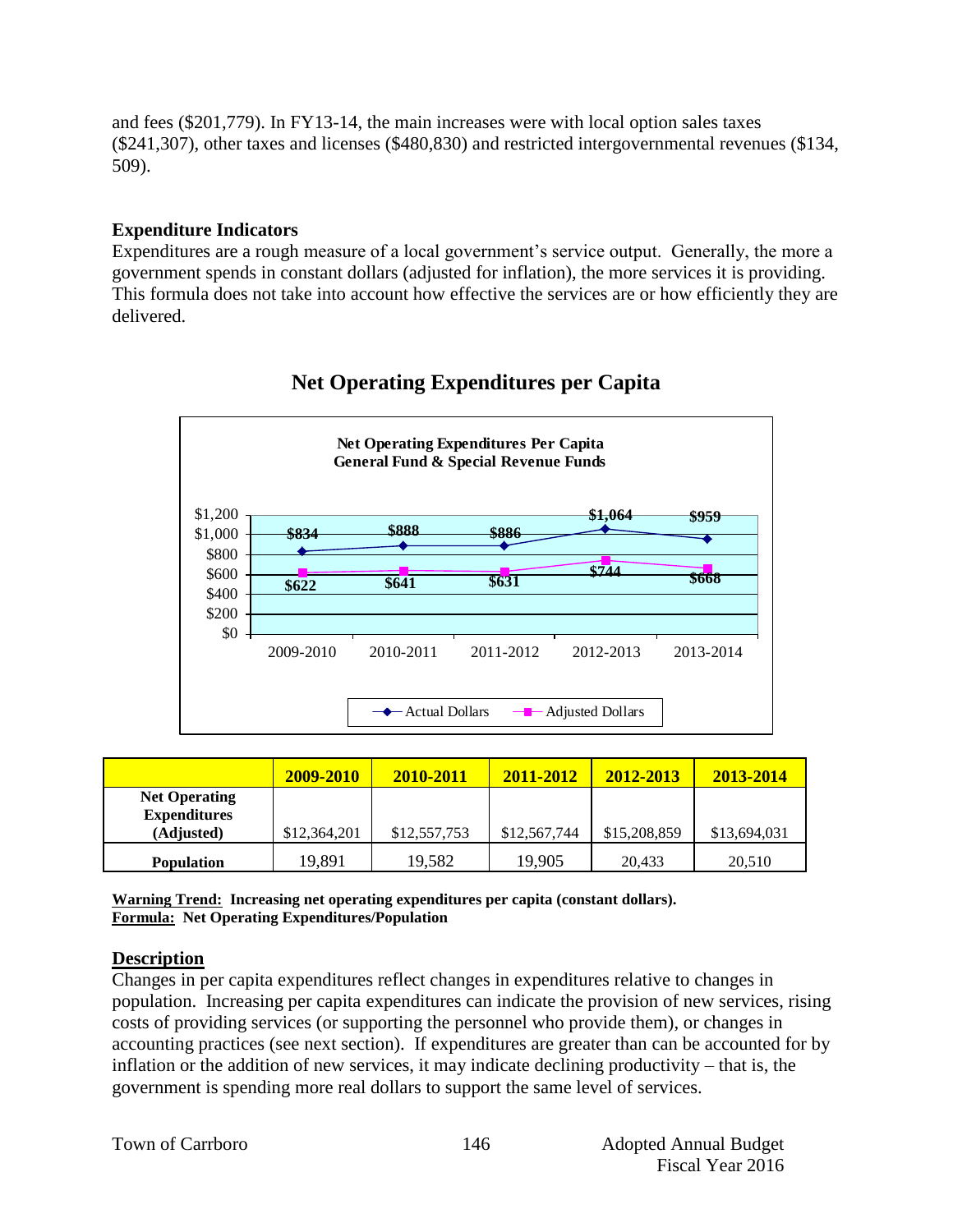and fees ($201,779). In FY13-14, the main increases were with local option sales taxes ($241,307), other taxes and licenses ($480,830) and restricted intergovernmental revenues ($134, 509).

### Expenditure Indicators

Expenditures are a rough measure of a local government's service output. Generally, the more a government spends in constant dollars (adjusted for inflation), the more services it is providing. This formula does not take into account how effective the services are or how efficiently they are delivered.

## Net Operating Expenditures per Capita

| | 2009-2010 | 2010-2011 | 2011-2012 | 2012-2013 | 2013-2014 |
|---|---|---|---|---|---|
| **Net Operating Expenditures (Adjusted)** | $12,364,201 | $12,557,753 | $12,567,744 | $15,208,859 | $13,694,031 |
| **Population** | 19,891 | 19,582 | 19,905 | 20,433 | 20,510 |

**Warning Trend: Increasing net operating expenditures per capita (constant dollars).**
**Formula: Net Operating Expenditures/Population**

### Description

Changes in per capita expenditures reflect changes in expenditures relative to changes in population. Increasing per capita expenditures can indicate the provision of new services, rising costs of providing services (or supporting the personnel who provide them), or changes in accounting practices (see next section). If expenditures are greater than can be accounted for by inflation or the addition of new services, it may indicate declining productivity – that is, the government is spending more real dollars to support the same level of services.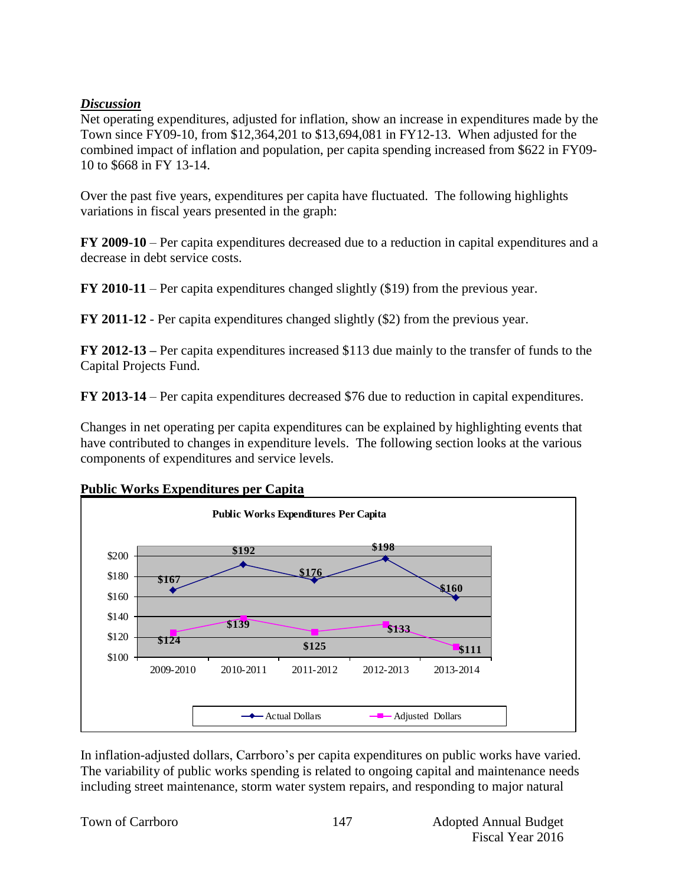***Discussion***

Net operating expenditures, adjusted for inflation, show an increase in expenditures made by the Town since FY09-10, from $12,364,201 to $13,694,081 in FY12-13. When adjusted for the combined impact of inflation and population, per capita spending increased from $622 in FY09-10 to $668 in FY 13-14.

Over the past five years, expenditures per capita have fluctuated. The following highlights variations in fiscal years presented in the graph:

**FY 2009-10** – Per capita expenditures decreased due to a reduction in capital expenditures and a decrease in debt service costs.

**FY 2010-11** – Per capita expenditures changed slightly ($19) from the previous year.

**FY 2011-12** - Per capita expenditures changed slightly ($2) from the previous year.

**FY 2012-13 –** Per capita expenditures increased $113 due mainly to the transfer of funds to the Capital Projects Fund.

**FY 2013-14** – Per capita expenditures decreased $76 due to reduction in capital expenditures.

Changes in net operating per capita expenditures can be explained by highlighting events that have contributed to changes in expenditure levels. The following section looks at the various components of expenditures and service levels.

## Public Works Expenditures per Capita

**Public Works Expenditures Per Capita**

| | 2009-2010 | 2010-2011 | 2011-2012 | 2012-2013 | 2013-2014 |
|---|---|---|---|---|---|
| Actual Dollars | $167 | $192 | $176 | $198 | $160 |
| Adjusted Dollars | $124 | $139 | $125 | $133 | $111 |

In inflation-adjusted dollars, Carrboro's per capita expenditures on public works have varied. The variability of public works spending is related to ongoing capital and maintenance needs including street maintenance, storm water system repairs, and responding to major natural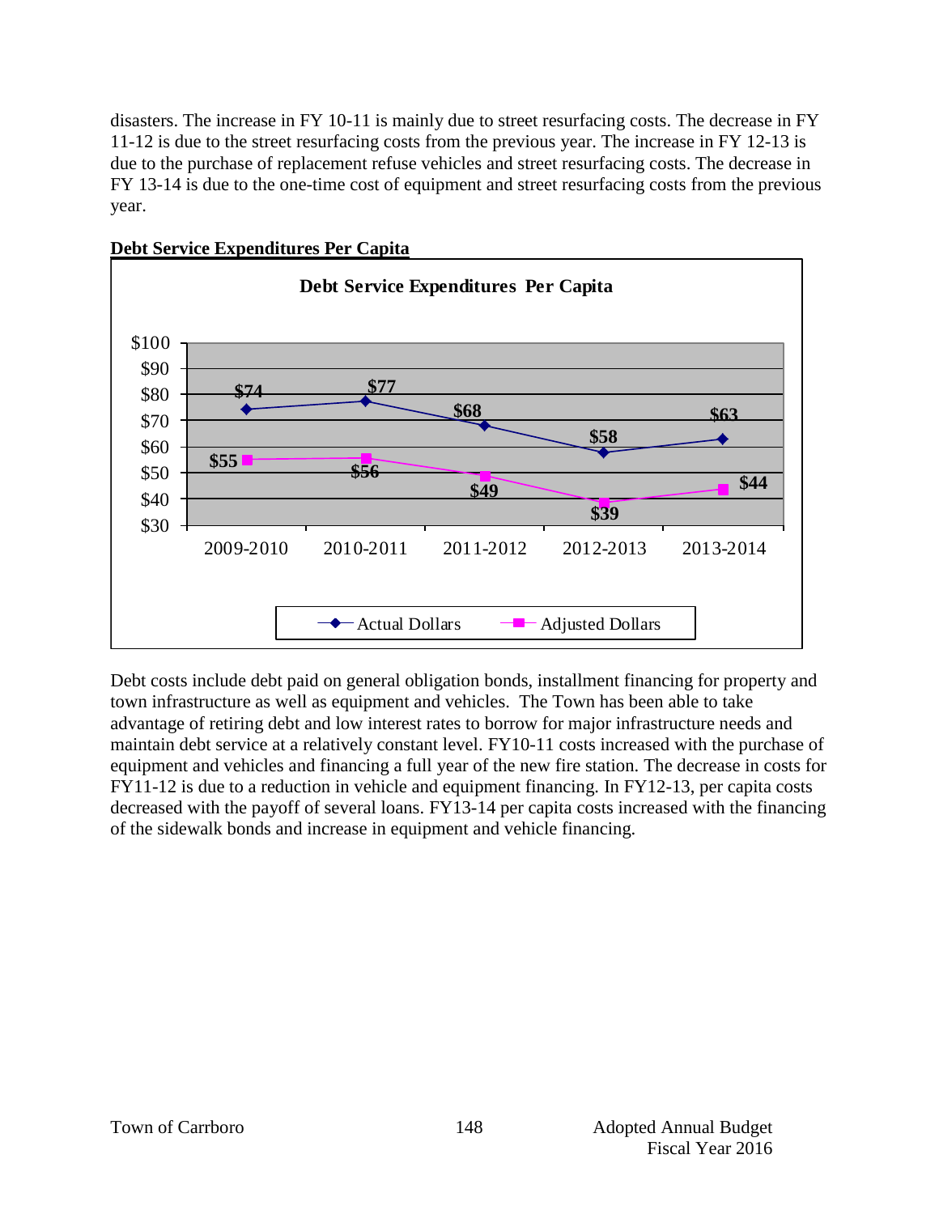disasters. The increase in FY 10-11 is mainly due to street resurfacing costs. The decrease in FY 11-12 is due to the street resurfacing costs from the previous year. The increase in FY 12-13 is due to the purchase of replacement refuse vehicles and street resurfacing costs. The decrease in FY 13-14 is due to the one-time cost of equipment and street resurfacing costs from the previous year.

**Debt Service Expenditures Per Capita**

**Debt Service Expenditures Per Capita**

| | 2009-2010 | 2010-2011 | 2011-2012 | 2012-2013 | 2013-2014 |
|---|---|---|---|---|---|
| Actual Dollars | $74 | $77 | $68 | $58 | $63 |
| Adjusted Dollars | $55 | $56 | $49 | $39 | $44 |

Debt costs include debt paid on general obligation bonds, installment financing for property and town infrastructure as well as equipment and vehicles. The Town has been able to take advantage of retiring debt and low interest rates to borrow for major infrastructure needs and maintain debt service at a relatively constant level. FY10-11 costs increased with the purchase of equipment and vehicles and financing a full year of the new fire station. The decrease in costs for FY11-12 is due to a reduction in vehicle and equipment financing. In FY12-13, per capita costs decreased with the payoff of several loans. FY13-14 per capita costs increased with the financing of the sidewalk bonds and increase in equipment and vehicle financing.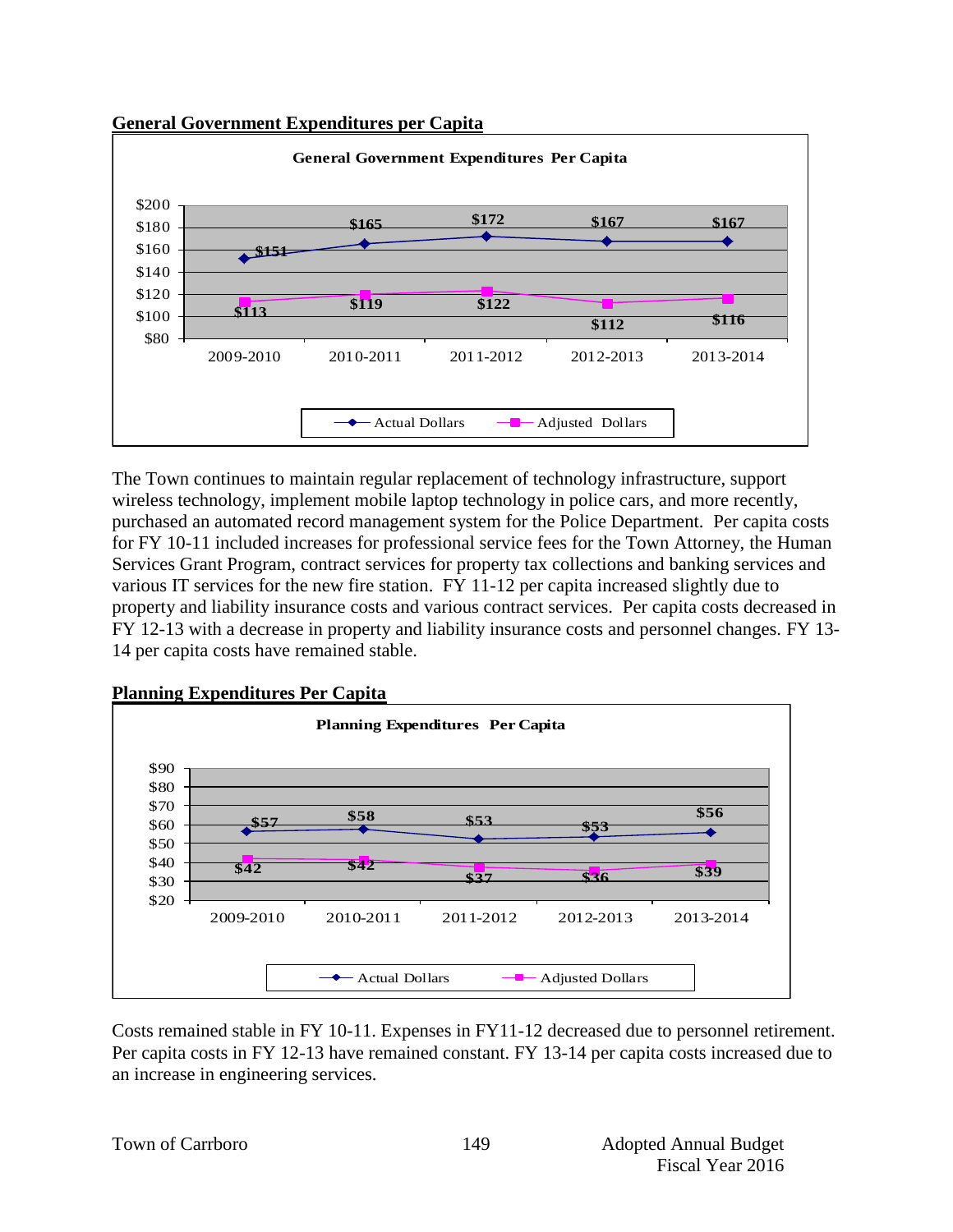## General Government Expenditures per Capita

**General Government Expenditures Per Capita**

| | 2009-2010 | 2010-2011 | 2011-2012 | 2012-2013 | 2013-2014 |
|---|---|---|---|---|---|
| Actual Dollars | $151 | $165 | $172 | $167 | $167 |
| Adjusted Dollars | $113 | $119 | $122 | $112 | $116 |

The Town continues to maintain regular replacement of technology infrastructure, support wireless technology, implement mobile laptop technology in police cars, and more recently, purchased an automated record management system for the Police Department. Per capita costs for FY 10-11 included increases for professional service fees for the Town Attorney, the Human Services Grant Program, contract services for property tax collections and banking services and various IT services for the new fire station. FY 11-12 per capita increased slightly due to property and liability insurance costs and various contract services. Per capita costs decreased in FY 12-13 with a decrease in property and liability insurance costs and personnel changes. FY 13-14 per capita costs have remained stable.

## Planning Expenditures Per Capita

**Planning Expenditures Per Capita**

| | 2009-2010 | 2010-2011 | 2011-2012 | 2012-2013 | 2013-2014 |
|---|---|---|---|---|---|
| Actual Dollars | $57 | $58 | $53 | $53 | $56 |
| Adjusted Dollars | $42 | $42 | $37 | $36 | $39 |

Costs remained stable in FY 10-11. Expenses in FY11-12 decreased due to personnel retirement. Per capita costs in FY 12-13 have remained constant. FY 13-14 per capita costs increased due to an increase in engineering services.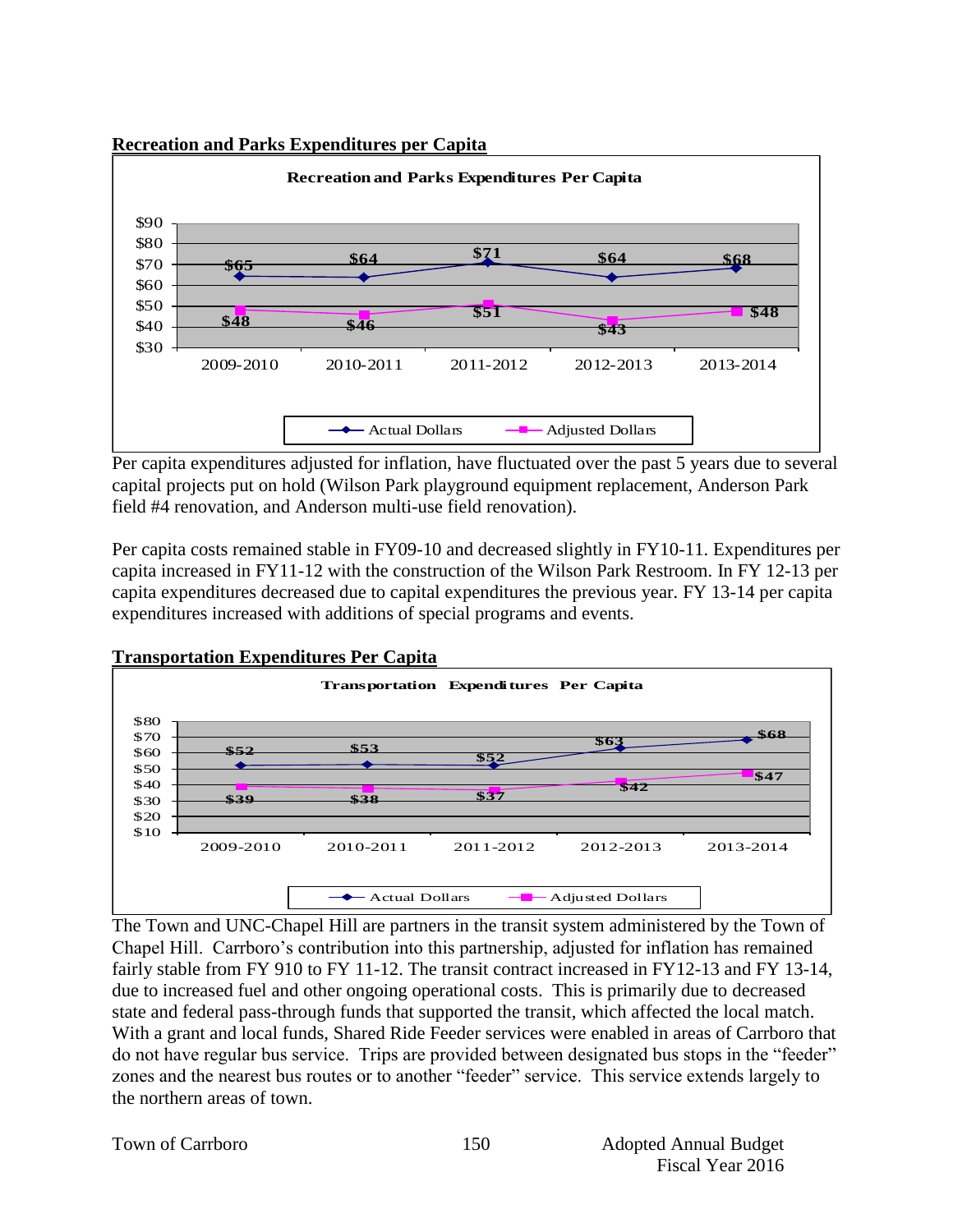**Recreation and Parks Expenditures per Capita**

**Recreation and Parks Expenditures Per Capita**

| | 2009-2010 | 2010-2011 | 2011-2012 | 2012-2013 | 2013-2014 |
|---|---|---|---|---|---|
| Actual Dollars | $65 | $64 | $71 | $64 | $68 |
| Adjusted Dollars | $48 | $46 | $51 | $43 | $48 |

Per capita expenditures adjusted for inflation, have fluctuated over the past 5 years due to several capital projects put on hold (Wilson Park playground equipment replacement, Anderson Park field #4 renovation, and Anderson multi-use field renovation).

Per capita costs remained stable in FY09-10 and decreased slightly in FY10-11. Expenditures per capita increased in FY11-12 with the construction of the Wilson Park Restroom. In FY 12-13 per capita expenditures decreased due to capital expenditures the previous year. FY 13-14 per capita expenditures increased with additions of special programs and events.

**Transportation Expenditures Per Capita**

**Transportation Expenditures Per Capita**

| | 2009-2010 | 2010-2011 | 2011-2012 | 2012-2013 | 2013-2014 |
|---|---|---|---|---|---|
| Actual Dollars | $52 | $53 | $52 | $63 | $68 |
| Adjusted Dollars | $39 | $38 | $37 | $42 | $47 |

The Town and UNC-Chapel Hill are partners in the transit system administered by the Town of Chapel Hill. Carrboro's contribution into this partnership, adjusted for inflation has remained fairly stable from FY 910 to FY 11-12. The transit contract increased in FY12-13 and FY 13-14, due to increased fuel and other ongoing operational costs. This is primarily due to decreased state and federal pass-through funds that supported the transit, which affected the local match. With a grant and local funds, Shared Ride Feeder services were enabled in areas of Carrboro that do not have regular bus service. Trips are provided between designated bus stops in the "feeder" zones and the nearest bus routes or to another "feeder" service. This service extends largely to the northern areas of town.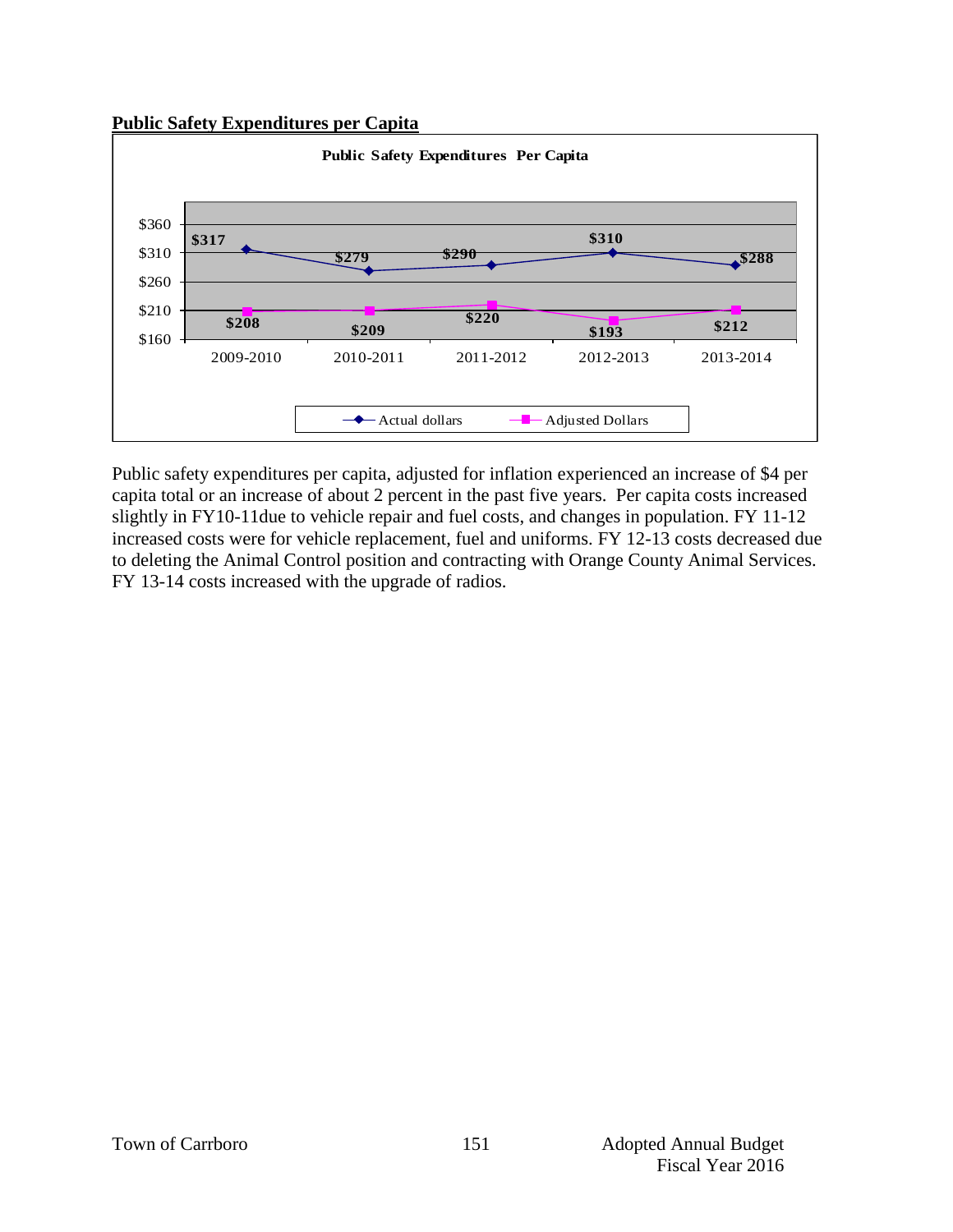## Public Safety Expenditures per Capita

**Public Safety Expenditures Per Capita**

| | 2009-2010 | 2010-2011 | 2011-2012 | 2012-2013 | 2013-2014 |
|---|---|---|---|---|---|
| Actual dollars | $317 | $279 | $290 | $310 | $288 |
| Adjusted Dollars | $208 | $209 | $220 | $193 | $212 |

Public safety expenditures per capita, adjusted for inflation experienced an increase of $4 per capita total or an increase of about 2 percent in the past five years. Per capita costs increased slightly in FY10-11due to vehicle repair and fuel costs, and changes in population. FY 11-12 increased costs were for vehicle replacement, fuel and uniforms. FY 12-13 costs decreased due to deleting the Animal Control position and contracting with Orange County Animal Services. FY 13-14 costs increased with the upgrade of radios.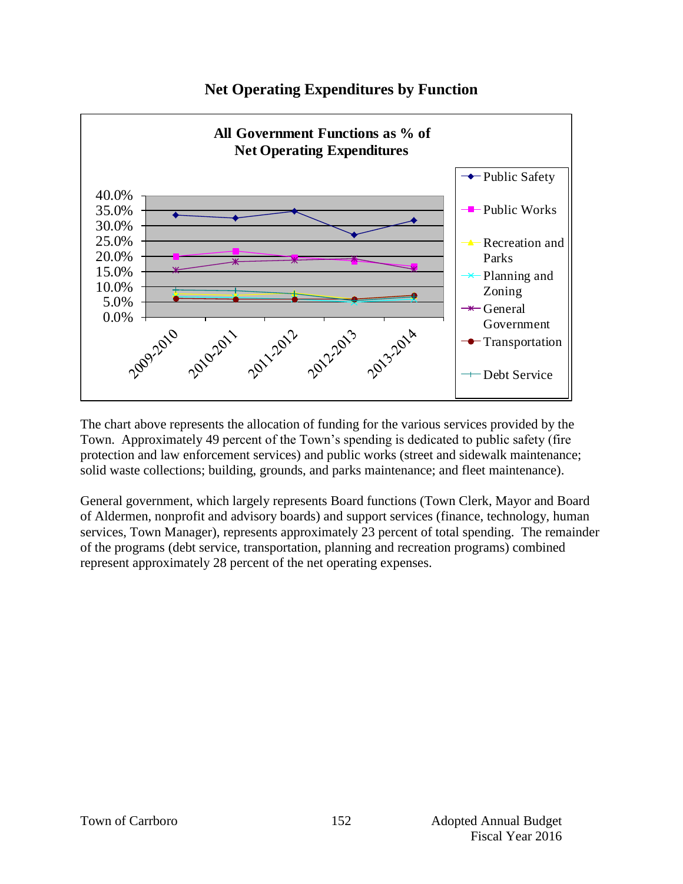## Net Operating Expenditures by Function

The chart above represents the allocation of funding for the various services provided by the Town. Approximately 49 percent of the Town's spending is dedicated to public safety (fire protection and law enforcement services) and public works (street and sidewalk maintenance; solid waste collections; building, grounds, and parks maintenance; and fleet maintenance).

General government, which largely represents Board functions (Town Clerk, Mayor and Board of Aldermen, nonprofit and advisory boards) and support services (finance, technology, human services, Town Manager), represents approximately 23 percent of total spending. The remainder of the programs (debt service, transportation, planning and recreation programs) combined represent approximately 28 percent of the net operating expenses.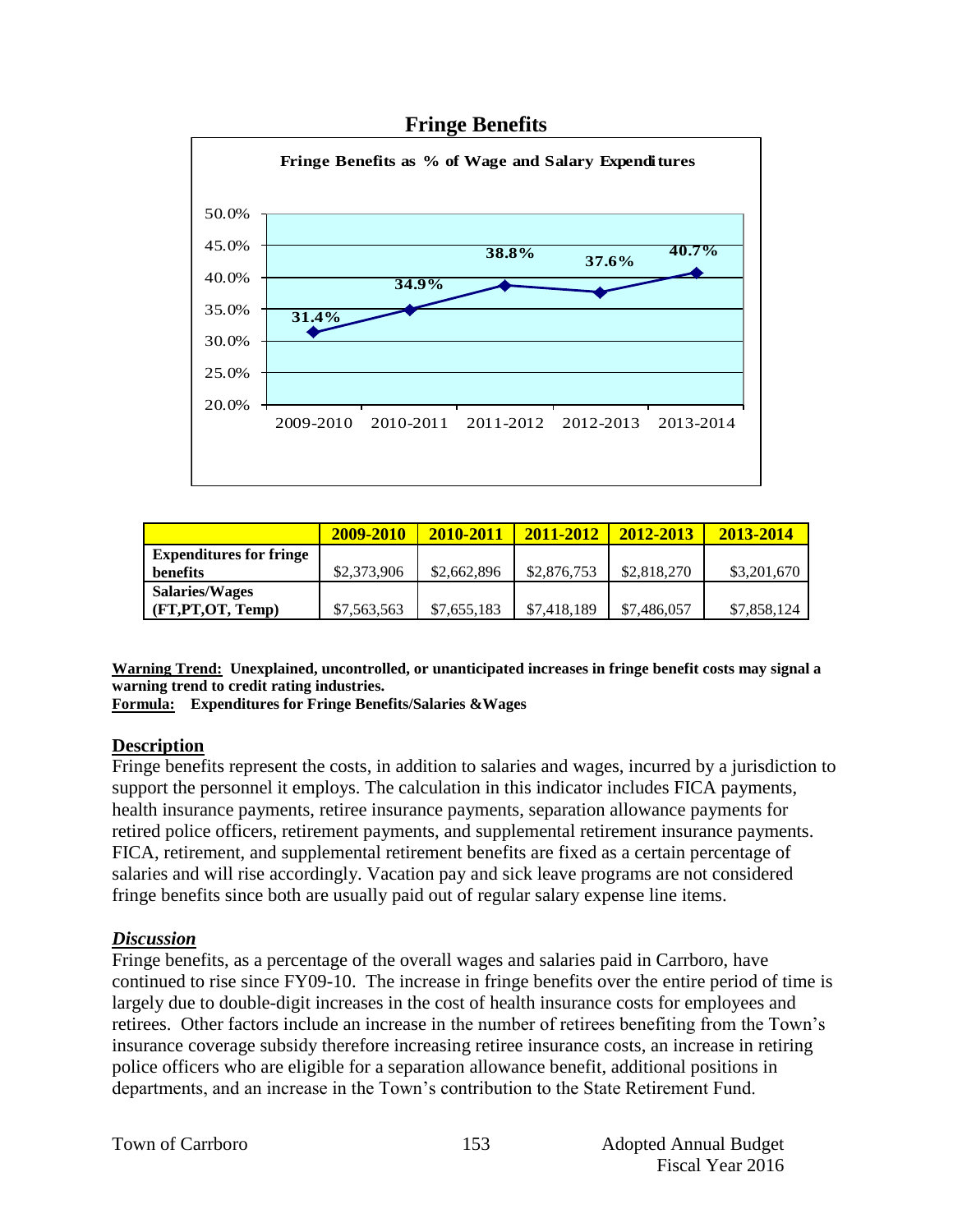## Fringe Benefits

**Fringe Benefits as % of Wage and Salary Expenditures**

| 2009-2010 | 2010-2011 | 2011-2012 | 2012-2013 | 2013-2014 |
|---|---|---|---|---|
| 31.4% | 34.9% | 38.8% | 37.6% | 40.7% |

| | 2009-2010 | 2010-2011 | 2011-2012 | 2012-2013 | 2013-2014 |
|---|---|---|---|---|---|
| **Expenditures for fringe benefits** | \$2,373,906 | \$2,662,896 | \$2,876,753 | \$2,818,270 | \$3,201,670 |
| **Salaries/Wages (FT,PT,OT, Temp)** | \$7,563,563 | \$7,655,183 | \$7,418,189 | \$7,486,057 | \$7,858,124 |

**Warning Trend:** **Unexplained, uncontrolled, or unanticipated increases in fringe benefit costs may signal a warning trend to credit rating industries.**
**Formula:** **Expenditures for Fringe Benefits/Salaries &Wages**

### Description

Fringe benefits represent the costs, in addition to salaries and wages, incurred by a jurisdiction to support the personnel it employs. The calculation in this indicator includes FICA payments, health insurance payments, retiree insurance payments, separation allowance payments for retired police officers, retirement payments, and supplemental retirement insurance payments. FICA, retirement, and supplemental retirement benefits are fixed as a certain percentage of salaries and will rise accordingly. Vacation pay and sick leave programs are not considered fringe benefits since both are usually paid out of regular salary expense line items.

### *Discussion*

Fringe benefits, as a percentage of the overall wages and salaries paid in Carrboro, have continued to rise since FY09-10. The increase in fringe benefits over the entire period of time is largely due to double-digit increases in the cost of health insurance costs for employees and retirees. Other factors include an increase in the number of retirees benefiting from the Town's insurance coverage subsidy therefore increasing retiree insurance costs, an increase in retiring police officers who are eligible for a separation allowance benefit, additional positions in departments, and an increase in the Town's contribution to the State Retirement Fund.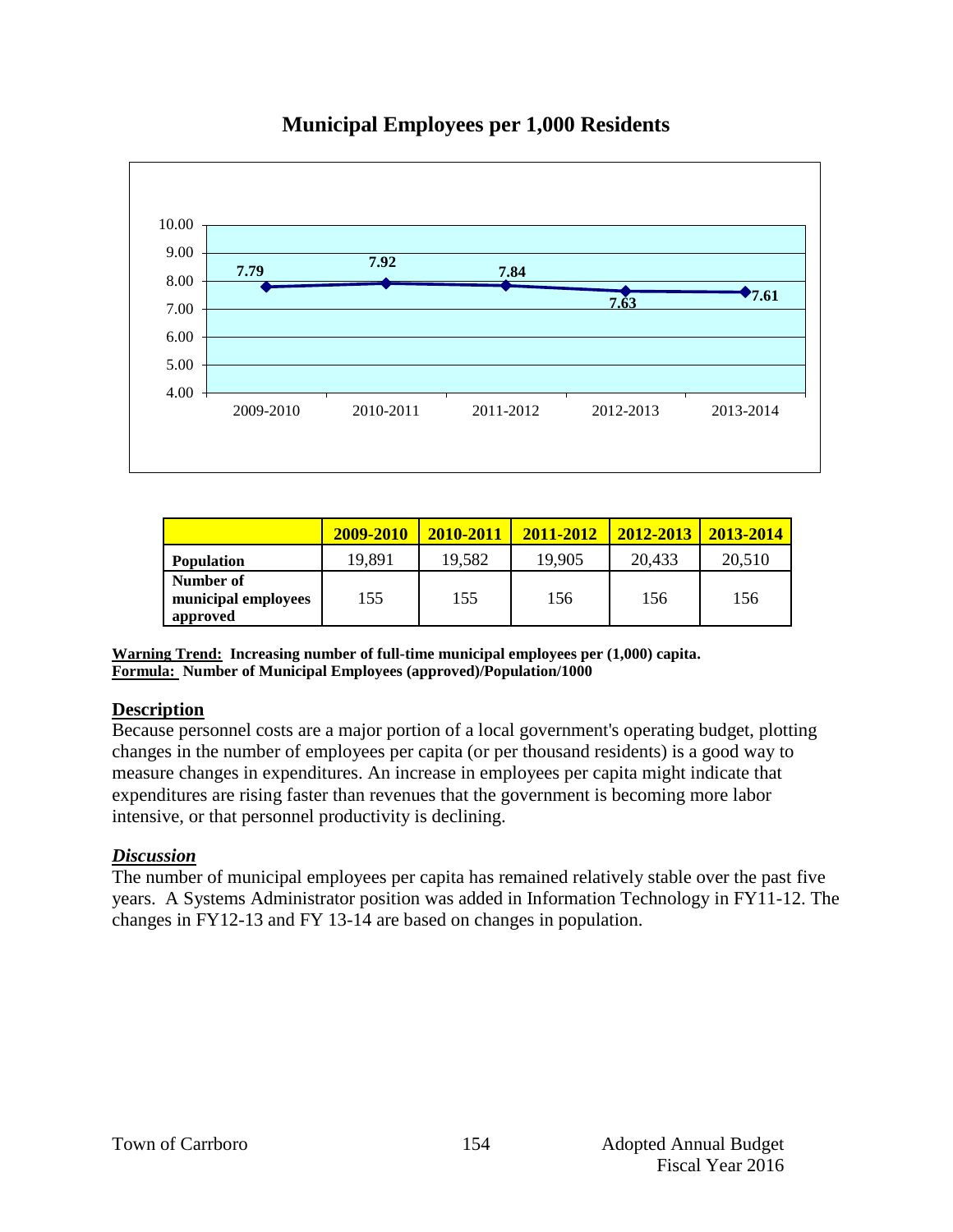# Municipal Employees per 1,000 Residents

| | 2009-2010 | 2010-2011 | 2011-2012 | 2012-2013 | 2013-2014 |
|---|---|---|---|---|---|
| **Population** | 19,891 | 19,582 | 19,905 | 20,433 | 20,510 |
| **Number of municipal employees approved** | 155 | 155 | 156 | 156 | 156 |

**Warning Trend:** **Increasing number of full-time municipal employees per (1,000) capita.**
**Formula:** **Number of Municipal Employees (approved)/Population/1000**

## Description

Because personnel costs are a major portion of a local government's operating budget, plotting changes in the number of employees per capita (or per thousand residents) is a good way to measure changes in expenditures. An increase in employees per capita might indicate that expenditures are rising faster than revenues that the government is becoming more labor intensive, or that personnel productivity is declining.

## *Discussion*

The number of municipal employees per capita has remained relatively stable over the past five years. A Systems Administrator position was added in Information Technology in FY11-12. The changes in FY12-13 and FY 13-14 are based on changes in population.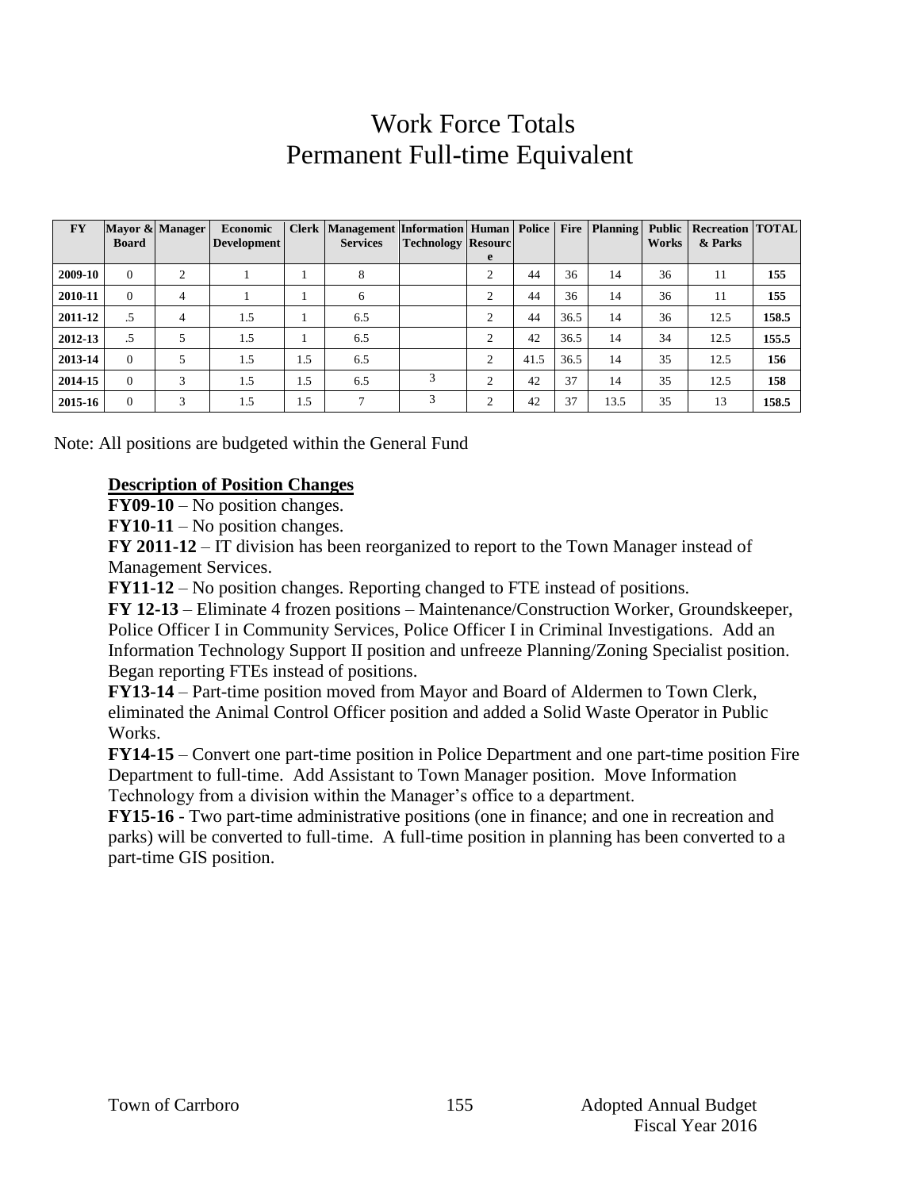# Work Force Totals
# Permanent Full-time Equivalent

| FY | Mayor & Board | Manager | Economic Development | Clerk | Management Services | Information Technology | Human Resource | Police | Fire | Planning | Public Works | Recreation & Parks | TOTAL |
|---|---|---|---|---|---|---|---|---|---|---|---|---|---|
| 2009-10 | 0 | 2 | 1 | 1 | 8 | | 2 | 44 | 36 | 14 | 36 | 11 | **155** |
| 2010-11 | 0 | 4 | 1 | 1 | 6 | | 2 | 44 | 36 | 14 | 36 | 11 | **155** |
| 2011-12 | .5 | 4 | 1.5 | 1 | 6.5 | | 2 | 44 | 36.5 | 14 | 36 | 12.5 | **158.5** |
| 2012-13 | .5 | 5 | 1.5 | 1 | 6.5 | | 2 | 42 | 36.5 | 14 | 34 | 12.5 | **155.5** |
| 2013-14 | 0 | 5 | 1.5 | 1.5 | 6.5 | | 2 | 41.5 | 36.5 | 14 | 35 | 12.5 | **156** |
| 2014-15 | 0 | 3 | 1.5 | 1.5 | 6.5 | 3 | 2 | 42 | 37 | 14 | 35 | 12.5 | **158** |
| 2015-16 | 0 | 3 | 1.5 | 1.5 | 7 | 3 | 2 | 42 | 37 | 13.5 | 35 | 13 | **158.5** |

Note: All positions are budgeted within the General Fund

**Description of Position Changes**

**FY09-10** – No position changes.

**FY10-11** – No position changes.

**FY 2011-12** – IT division has been reorganized to report to the Town Manager instead of Management Services.

**FY11-12** – No position changes. Reporting changed to FTE instead of positions.

**FY 12-13** – Eliminate 4 frozen positions – Maintenance/Construction Worker, Groundskeeper, Police Officer I in Community Services, Police Officer I in Criminal Investigations. Add an Information Technology Support II position and unfreeze Planning/Zoning Specialist position. Began reporting FTEs instead of positions.

**FY13-14** – Part-time position moved from Mayor and Board of Aldermen to Town Clerk, eliminated the Animal Control Officer position and added a Solid Waste Operator in Public Works.

**FY14-15** – Convert one part-time position in Police Department and one part-time position Fire Department to full-time. Add Assistant to Town Manager position. Move Information Technology from a division within the Manager's office to a department.

**FY15-16** - Two part-time administrative positions (one in finance; and one in recreation and parks) will be converted to full-time. A full-time position in planning has been converted to a part-time GIS position.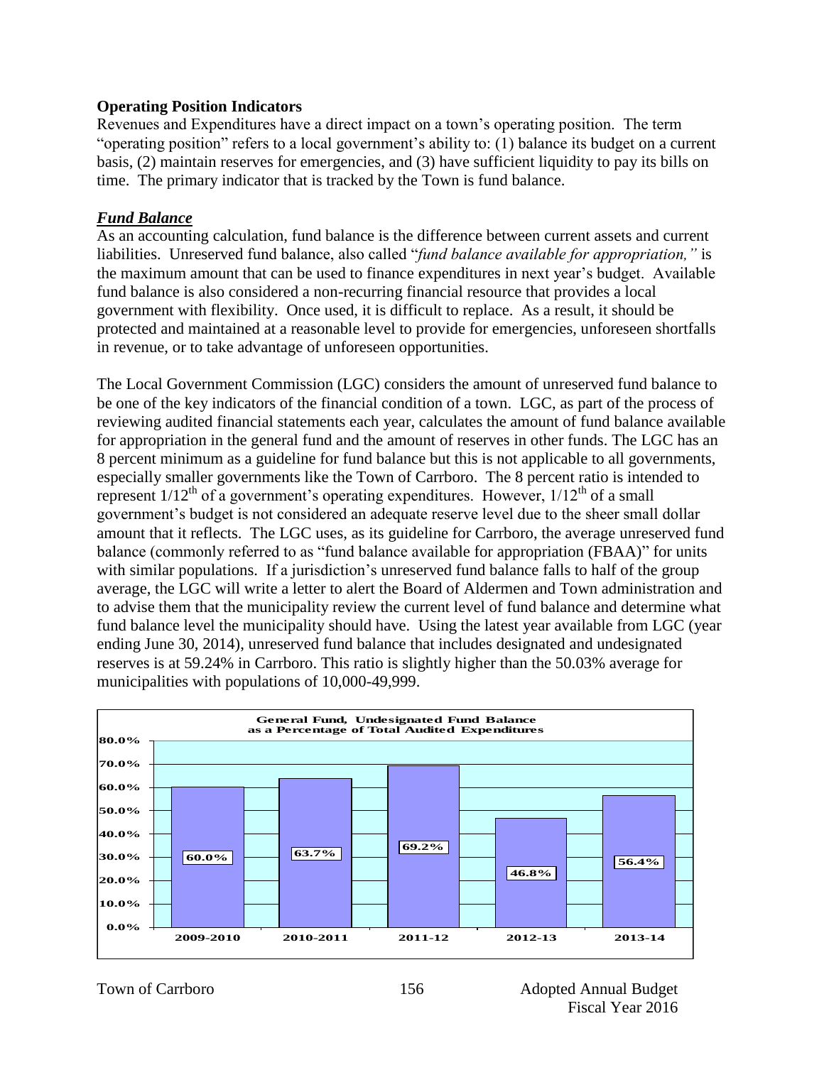### Operating Position Indicators

Revenues and Expenditures have a direct impact on a town's operating position. The term "operating position" refers to a local government's ability to: (1) balance its budget on a current basis, (2) maintain reserves for emergencies, and (3) have sufficient liquidity to pay its bills on time. The primary indicator that is tracked by the Town is fund balance.

#### ***Fund Balance***

As an accounting calculation, fund balance is the difference between current assets and current liabilities. Unreserved fund balance, also called "*fund balance available for appropriation,"* is the maximum amount that can be used to finance expenditures in next year's budget. Available fund balance is also considered a non-recurring financial resource that provides a local government with flexibility. Once used, it is difficult to replace. As a result, it should be protected and maintained at a reasonable level to provide for emergencies, unforeseen shortfalls in revenue, or to take advantage of unforeseen opportunities.

The Local Government Commission (LGC) considers the amount of unreserved fund balance to be one of the key indicators of the financial condition of a town. LGC, as part of the process of reviewing audited financial statements each year, calculates the amount of fund balance available for appropriation in the general fund and the amount of reserves in other funds. The LGC has an 8 percent minimum as a guideline for fund balance but this is not applicable to all governments, especially smaller governments like the Town of Carrboro. The 8 percent ratio is intended to represent $1/12^{th}$ of a government's operating expenditures. However, $1/12^{th}$ of a small government's budget is not considered an adequate reserve level due to the sheer small dollar amount that it reflects. The LGC uses, as its guideline for Carrboro, the average unreserved fund balance (commonly referred to as "fund balance available for appropriation (FBAA)" for units with similar populations. If a jurisdiction's unreserved fund balance falls to half of the group average, the LGC will write a letter to alert the Board of Aldermen and Town administration and to advise them that the municipality review the current level of fund balance and determine what fund balance level the municipality should have. Using the latest year available from LGC (year ending June 30, 2014), unreserved fund balance that includes designated and undesignated reserves is at 59.24% in Carrboro. This ratio is slightly higher than the 50.03% average for municipalities with populations of 10,000-49,999.

**General Fund, Undesignated Fund Balance as a Percentage of Total Audited Expenditures**

| Fiscal Year | Percentage |
|---|---|
| 2009-2010 | 60.0% |
| 2010-2011 | 63.7% |
| 2011-12 | 69.2% |
| 2012-13 | 46.8% |
| 2013-14 | 56.4% |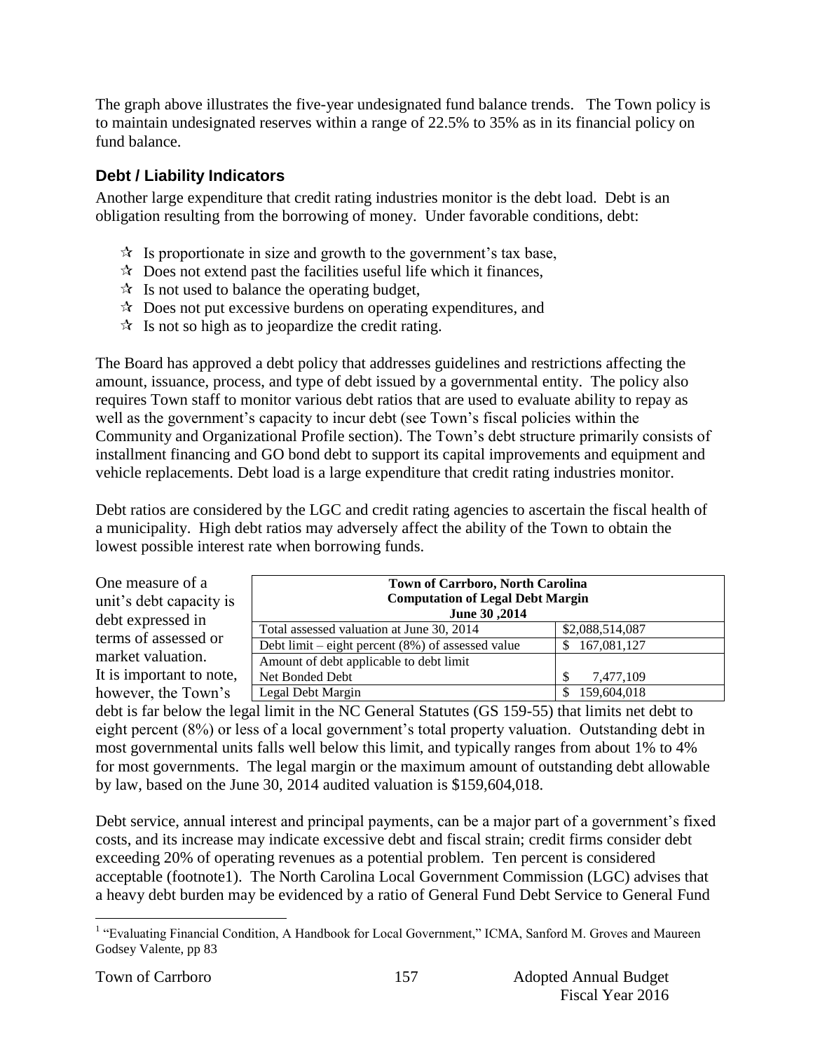The graph above illustrates the five-year undesignated fund balance trends. The Town policy is to maintain undesignated reserves within a range of 22.5% to 35% as in its financial policy on fund balance.

### Debt / Liability Indicators

Another large expenditure that credit rating industries monitor is the debt load. Debt is an obligation resulting from the borrowing of money. Under favorable conditions, debt:

- Is proportionate in size and growth to the government's tax base,
- Does not extend past the facilities useful life which it finances,
- Is not used to balance the operating budget,
- Does not put excessive burdens on operating expenditures, and
- Is not so high as to jeopardize the credit rating.

The Board has approved a debt policy that addresses guidelines and restrictions affecting the amount, issuance, process, and type of debt issued by a governmental entity. The policy also requires Town staff to monitor various debt ratios that are used to evaluate ability to repay as well as the government's capacity to incur debt (see Town's fiscal policies within the Community and Organizational Profile section). The Town's debt structure primarily consists of installment financing and GO bond debt to support its capital improvements and equipment and vehicle replacements. Debt load is a large expenditure that credit rating industries monitor.

Debt ratios are considered by the LGC and credit rating agencies to ascertain the fiscal health of a municipality. High debt ratios may adversely affect the ability of the Town to obtain the lowest possible interest rate when borrowing funds.

| Town of Carrboro, North Carolina<br>Computation of Legal Debt Margin<br>June 30 ,2014 | |
|---|---|
| Total assessed valuation at June 30, 2014 | $2,088,514,087 |
| Debt limit – eight percent (8%) of assessed value | $ 167,081,127 |
| Amount of debt applicable to debt limit<br>Net Bonded Debt | $ 7,477,109 |
| Legal Debt Margin | $ 159,604,018 |

One measure of a unit's debt capacity is debt expressed in terms of assessed or market valuation. It is important to note, however, the Town's debt is far below the legal limit in the NC General Statutes (GS 159-55) that limits net debt to eight percent (8%) or less of a local government's total property valuation. Outstanding debt in most governmental units falls well below this limit, and typically ranges from about 1% to 4% for most governments. The legal margin or the maximum amount of outstanding debt allowable by law, based on the June 30, 2014 audited valuation is $159,604,018.

Debt service, annual interest and principal payments, can be a major part of a government's fixed costs, and its increase may indicate excessive debt and fiscal strain; credit firms consider debt exceeding 20% of operating revenues as a potential problem. Ten percent is considered acceptable (footnote1). The North Carolina Local Government Commission (LGC) advises that a heavy debt burden may be evidenced by a ratio of General Fund Debt Service to General Fund

[1] "Evaluating Financial Condition, A Handbook for Local Government," ICMA, Sanford M. Groves and Maureen Godsey Valente, pp 83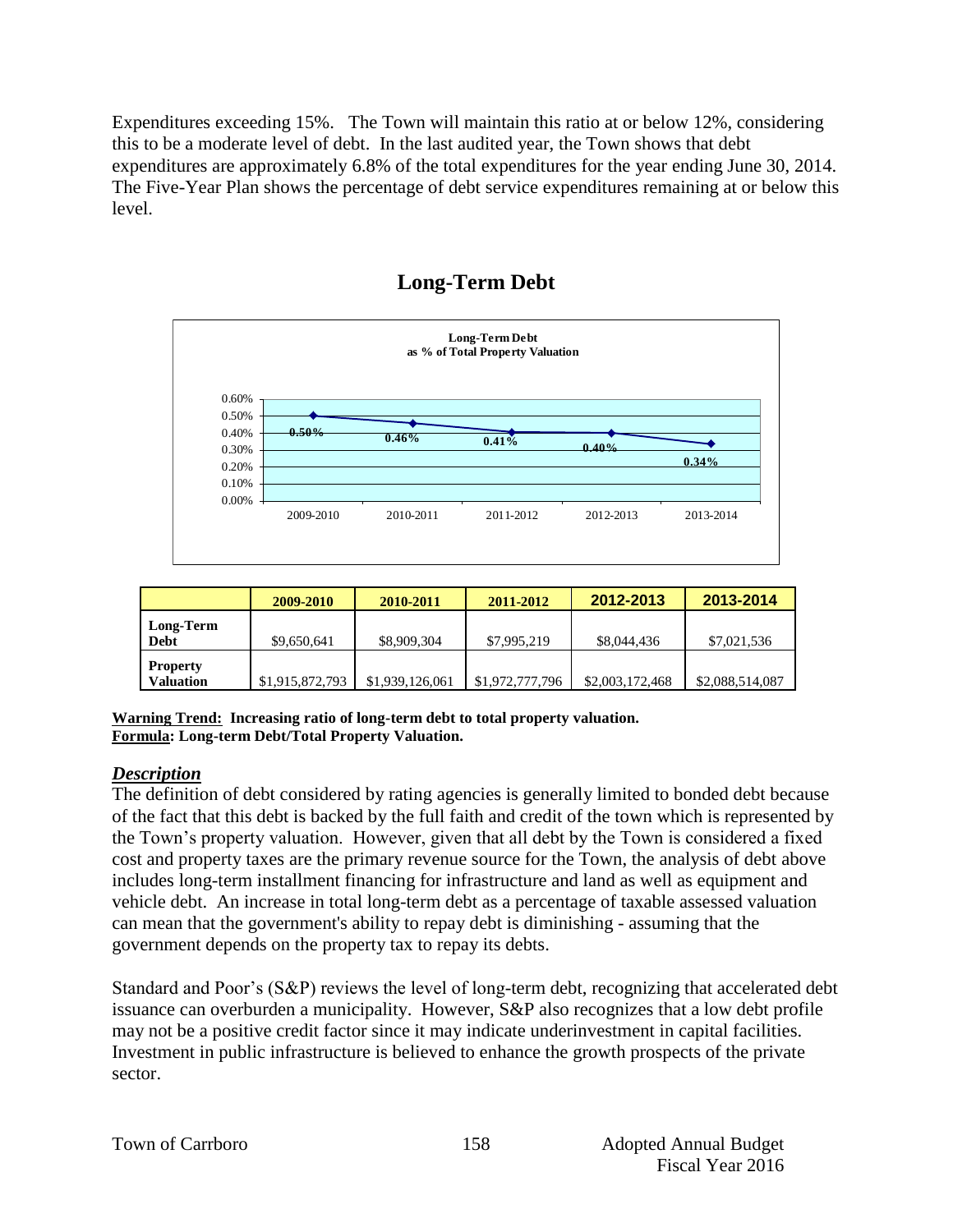Expenditures exceeding 15%. The Town will maintain this ratio at or below 12%, considering this to be a moderate level of debt. In the last audited year, the Town shows that debt expenditures are approximately 6.8% of the total expenditures for the year ending June 30, 2014. The Five-Year Plan shows the percentage of debt service expenditures remaining at or below this level.

## Long-Term Debt

**Long-Term Debt as % of Total Property Valuation**

| 2009-2010 | 2010-2011 | 2011-2012 | 2012-2013 | 2013-2014 |
|---|---|---|---|---|
| 0.50% | 0.46% | 0.41% | 0.40% | 0.34% |

| | 2009-2010 | 2010-2011 | 2011-2012 | 2012-2013 | 2013-2014 |
|---|---|---|---|---|---|
| **Long-Term Debt** | $9,650,641 | $8,909,304 | $7,995,219 | $8,044,436 | $7,021,536 |
| **Property Valuation** | $1,915,872,793 | $1,939,126,061 | $1,972,777,796 | $2,003,172,468 | $2,088,514,087 |

**Warning Trend: Increasing ratio of long-term debt to total property valuation.**
**Formula: Long-term Debt/Total Property Valuation.**

### *Description*

The definition of debt considered by rating agencies is generally limited to bonded debt because of the fact that this debt is backed by the full faith and credit of the town which is represented by the Town's property valuation. However, given that all debt by the Town is considered a fixed cost and property taxes are the primary revenue source for the Town, the analysis of debt above includes long-term installment financing for infrastructure and land as well as equipment and vehicle debt. An increase in total long-term debt as a percentage of taxable assessed valuation can mean that the government's ability to repay debt is diminishing - assuming that the government depends on the property tax to repay its debts.

Standard and Poor's (S&P) reviews the level of long-term debt, recognizing that accelerated debt issuance can overburden a municipality. However, S&P also recognizes that a low debt profile may not be a positive credit factor since it may indicate underinvestment in capital facilities. Investment in public infrastructure is believed to enhance the growth prospects of the private sector.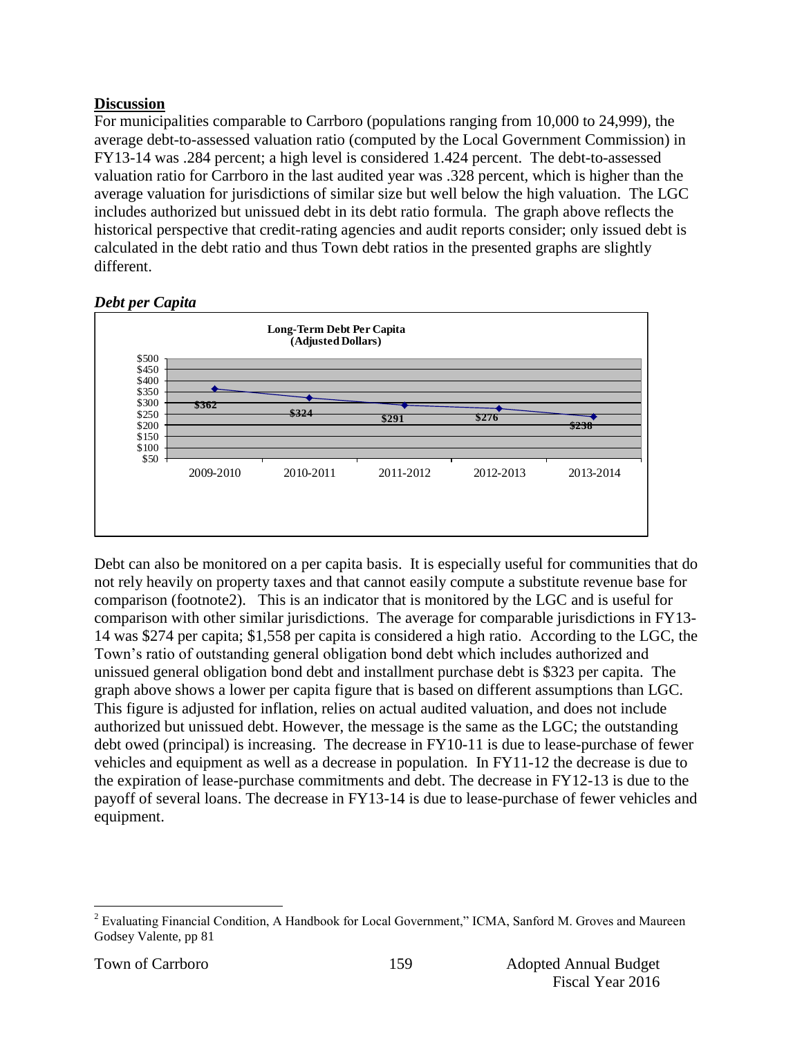**Discussion**

For municipalities comparable to Carrboro (populations ranging from 10,000 to 24,999), the average debt-to-assessed valuation ratio (computed by the Local Government Commission) in FY13-14 was .284 percent; a high level is considered 1.424 percent. The debt-to-assessed valuation ratio for Carrboro in the last audited year was .328 percent, which is higher than the average valuation for jurisdictions of similar size but well below the high valuation. The LGC includes authorized but unissued debt in its debt ratio formula. The graph above reflects the historical perspective that credit-rating agencies and audit reports consider; only issued debt is calculated in the debt ratio and thus Town debt ratios in the presented graphs are slightly different.

***Debt per Capita***

**Long-Term Debt Per Capita (Adjusted Dollars)**

| Year | Debt Per Capita |
|---|---|
| 2009-2010 | $362 |
| 2010-2011 | $324 |
| 2011-2012 | $291 |
| 2012-2013 | $276 |
| 2013-2014 | $238 |

Debt can also be monitored on a per capita basis. It is especially useful for communities that do not rely heavily on property taxes and that cannot easily compute a substitute revenue base for comparison (footnote2). This is an indicator that is monitored by the LGC and is useful for comparison with other similar jurisdictions. The average for comparable jurisdictions in FY13-14 was $274 per capita; $1,558 per capita is considered a high ratio. According to the LGC, the Town's ratio of outstanding general obligation bond debt which includes authorized and unissued general obligation bond debt and installment purchase debt is $323 per capita. The graph above shows a lower per capita figure that is based on different assumptions than LGC. This figure is adjusted for inflation, relies on actual audited valuation, and does not include authorized but unissued debt. However, the message is the same as the LGC; the outstanding debt owed (principal) is increasing. The decrease in FY10-11 is due to lease-purchase of fewer vehicles and equipment as well as a decrease in population. In FY11-12 the decrease is due to the expiration of lease-purchase commitments and debt. The decrease in FY12-13 is due to the payoff of several loans. The decrease in FY13-14 is due to lease-purchase of fewer vehicles and equipment.

---

[2] Evaluating Financial Condition, A Handbook for Local Government," ICMA, Sanford M. Groves and Maureen Godsey Valente, pp 81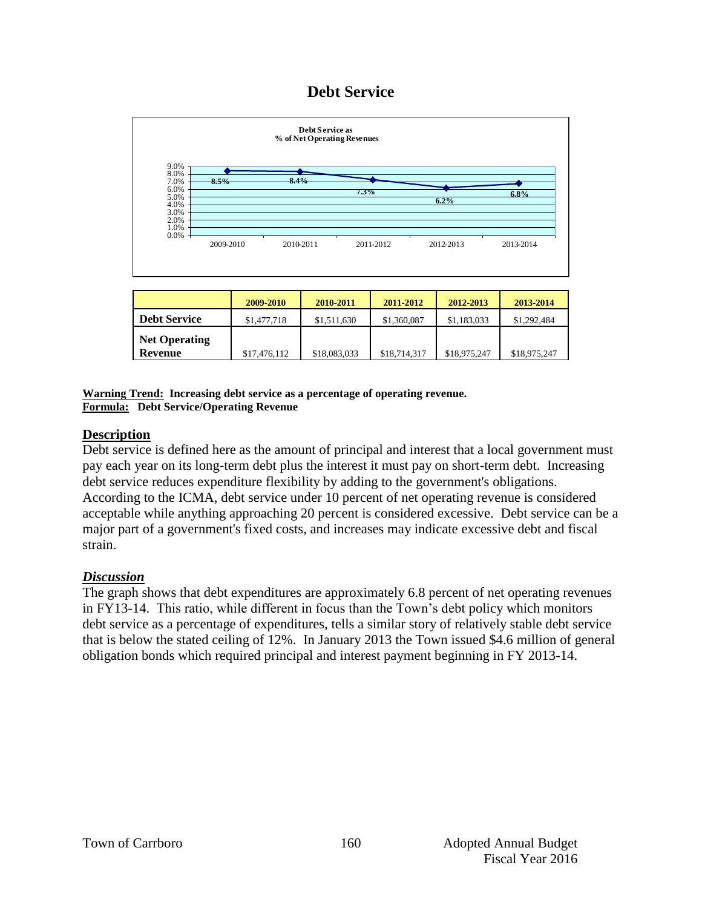# Debt Service

**Debt Service as % of Net Operating Revenues**

| | 2009-2010 | 2010-2011 | 2011-2012 | 2012-2013 | 2013-2014 |
|---|---|---|---|---|---|
| **Debt Service** | $1,477,718 | $1,511,630 | $1,360,087 | $1,183,033 | $1,292,484 |
| **Net Operating Revenue** | $17,476,112 | $18,083,033 | $18,714,317 | $18,975,247 | $18,975,247 |

**Warning Trend: Increasing debt service as a percentage of operating revenue.**
**Formula: Debt Service/Operating Revenue**

## Description

Debt service is defined here as the amount of principal and interest that a local government must pay each year on its long-term debt plus the interest it must pay on short-term debt. Increasing debt service reduces expenditure flexibility by adding to the government's obligations. According to the ICMA, debt service under 10 percent of net operating revenue is considered acceptable while anything approaching 20 percent is considered excessive. Debt service can be a major part of a government's fixed costs, and increases may indicate excessive debt and fiscal strain.

## *Discussion*

The graph shows that debt expenditures are approximately 6.8 percent of net operating revenues in FY13-14. This ratio, while different in focus than the Town's debt policy which monitors debt service as a percentage of expenditures, tells a similar story of relatively stable debt service that is below the stated ceiling of 12%. In January 2013 the Town issued $4.6 million of general obligation bonds which required principal and interest payment beginning in FY 2013-14.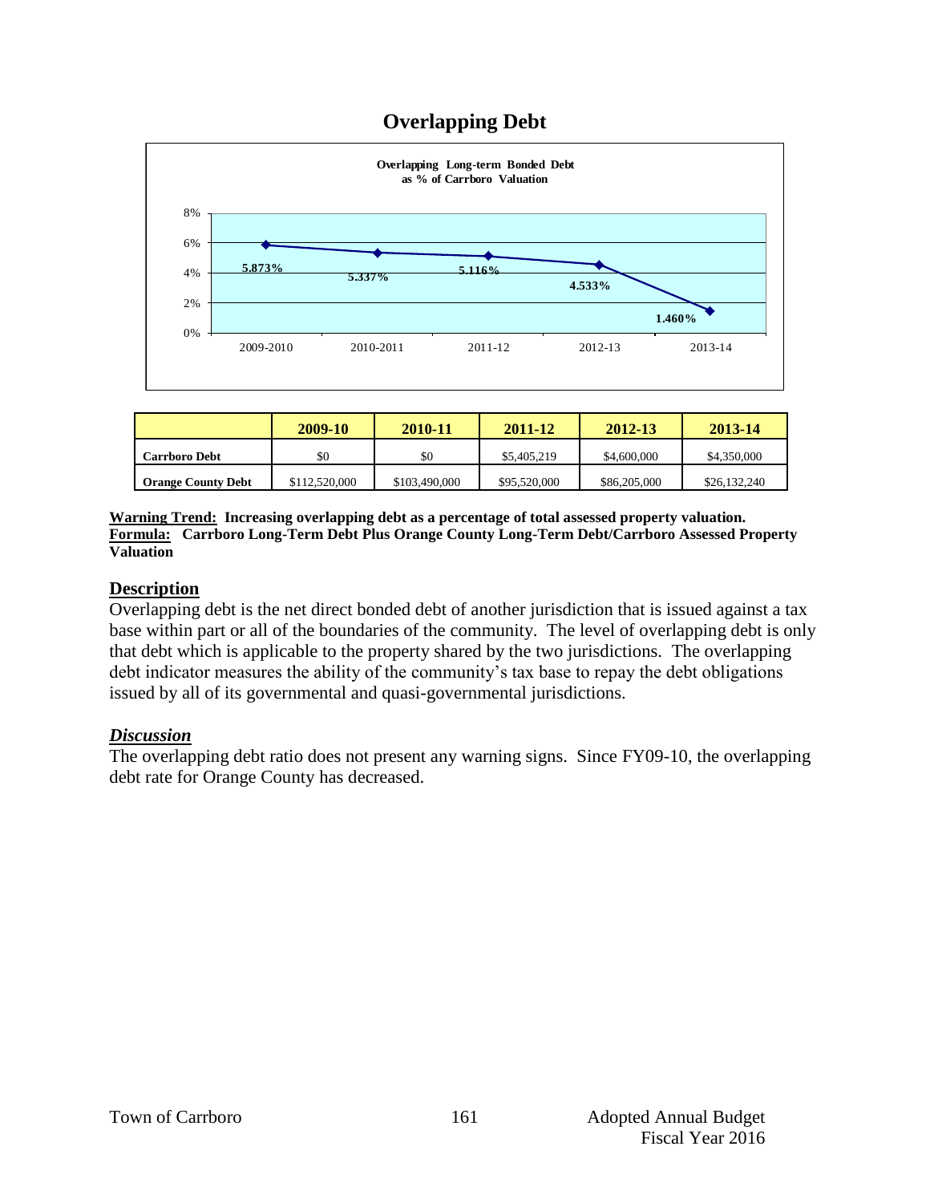# Overlapping Debt

Overlapping Long-term Bonded Debt
as % of Carrboro Valuation

8%
6%
4%
2%
0%

5.873%
5.337%
5.116%
4.533%
1.460%

2009-2010
2010-2011
2011-12
2012-13
2013-14

| | 2009-10 | 2010-11 | 2011-12 | 2012-13 | 2013-14 |
|---|---|---|---|---|---|
| **Carrboro Debt** | $0 | $0 | $5,405,219 | $4,600,000 | $4,350,000 |
| **Orange County Debt** | $112,520,000 | $103,490,000 | $95,520,000 | $86,205,000 | $26,132,240 |

**Warning Trend:** **Increasing overlapping debt as a percentage of total assessed property valuation.**
**Formula:** **Carrboro Long-Term Debt Plus Orange County Long-Term Debt/Carrboro Assessed Property Valuation**

## Description

Overlapping debt is the net direct bonded debt of another jurisdiction that is issued against a tax base within part or all of the boundaries of the community. The level of overlapping debt is only that debt which is applicable to the property shared by the two jurisdictions. The overlapping debt indicator measures the ability of the community's tax base to repay the debt obligations issued by all of its governmental and quasi-governmental jurisdictions.

## *Discussion*

The overlapping debt ratio does not present any warning signs. Since FY09-10, the overlapping debt rate for Orange County has decreased.